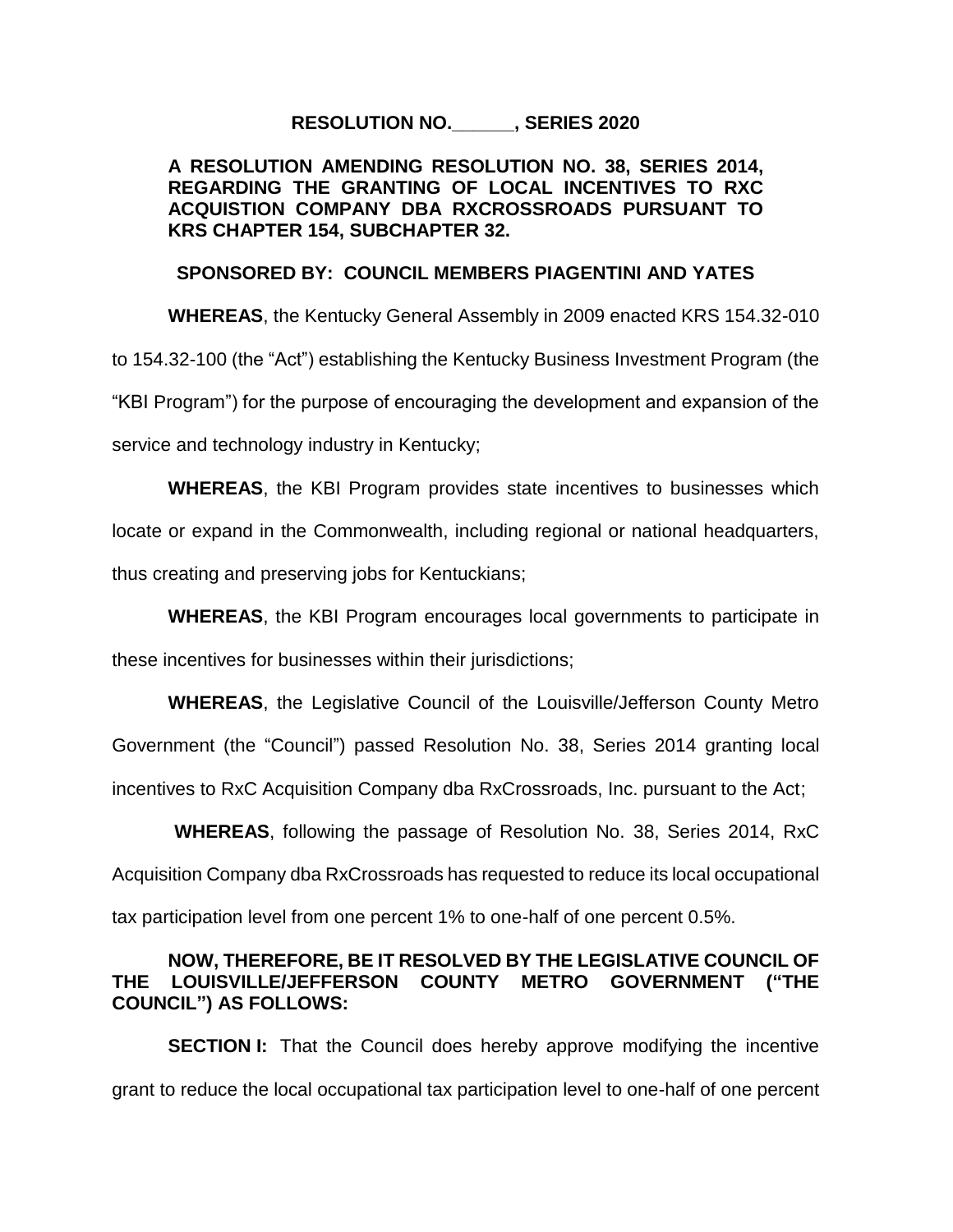**RESOLUTION NO.______, SERIES 2020**

**A RESOLUTION AMENDING RESOLUTION NO. 38, SERIES 2014, REGARDING THE GRANTING OF LOCAL INCENTIVES TO RXC ACQUISTION COMPANY DBA RXCROSSROADS PURSUANT TO KRS CHAPTER 154, SUBCHAPTER 32.**

**SPONSORED BY: COUNCIL MEMBERS PIAGENTINI AND YATES**

**WHEREAS**, the Kentucky General Assembly in 2009 enacted KRS 154.32-010 to 154.32-100 (the "Act") establishing the Kentucky Business Investment Program (the "KBI Program") for the purpose of encouraging the development and expansion of the service and technology industry in Kentucky;

**WHEREAS**, the KBI Program provides state incentives to businesses which locate or expand in the Commonwealth, including regional or national headquarters, thus creating and preserving jobs for Kentuckians;

**WHEREAS**, the KBI Program encourages local governments to participate in these incentives for businesses within their jurisdictions;

**WHEREAS**, the Legislative Council of the Louisville/Jefferson County Metro Government (the "Council") passed Resolution No. 38, Series 2014 granting local incentives to RxC Acquisition Company dba RxCrossroads, Inc. pursuant to the Act;

**WHEREAS**, following the passage of Resolution No. 38, Series 2014, RxC Acquisition Company dba RxCrossroads has requested to reduce its local occupational tax participation level from one percent 1% to one-half of one percent 0.5%.

**NOW, THEREFORE, BE IT RESOLVED BY THE LEGISLATIVE COUNCIL OF THE LOUISVILLE/JEFFERSON COUNTY METRO GOVERNMENT ("THE COUNCIL") AS FOLLOWS:**

**SECTION I:** That the Council does hereby approve modifying the incentive grant to reduce the local occupational tax participation level to one-half of one percent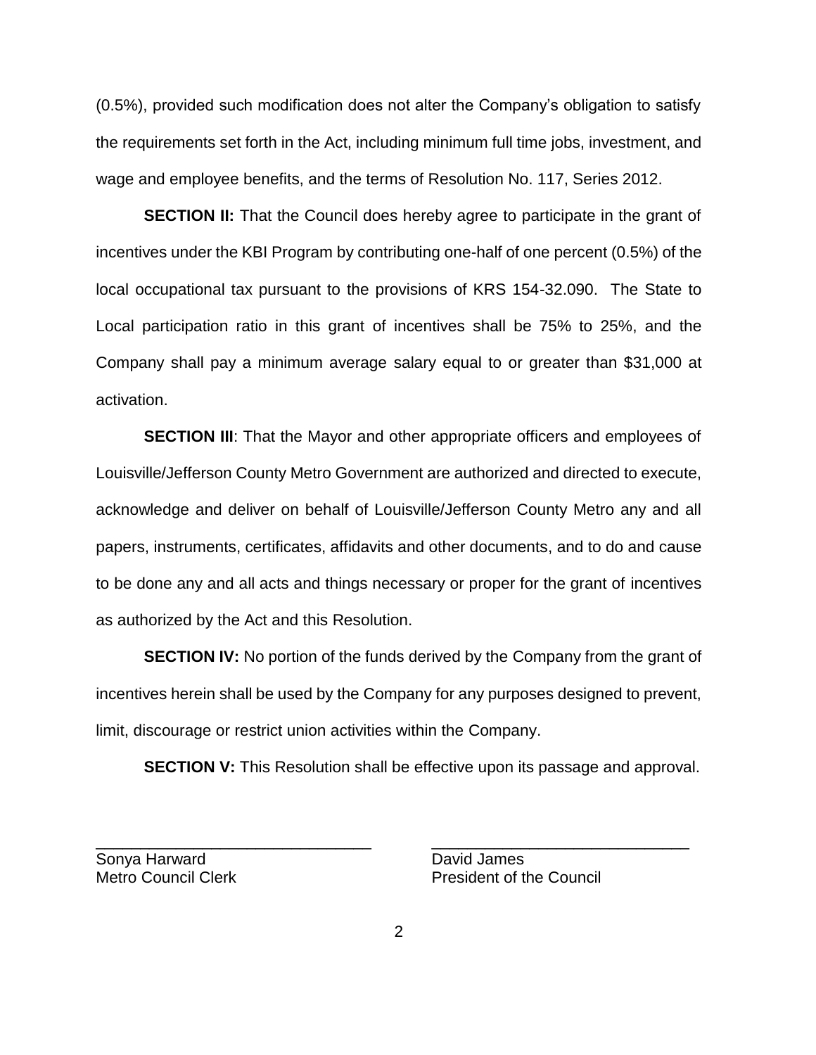(0.5%), provided such modification does not alter the Company's obligation to satisfy the requirements set forth in the Act, including minimum full time jobs, investment, and wage and employee benefits, and the terms of Resolution No. 117, Series 2012.

**SECTION II:** That the Council does hereby agree to participate in the grant of incentives under the KBI Program by contributing one-half of one percent (0.5%) of the local occupational tax pursuant to the provisions of KRS 154-32.090. The State to Local participation ratio in this grant of incentives shall be 75% to 25%, and the Company shall pay a minimum average salary equal to or greater than $31,000 at activation.

**SECTION III**: That the Mayor and other appropriate officers and employees of Louisville/Jefferson County Metro Government are authorized and directed to execute, acknowledge and deliver on behalf of Louisville/Jefferson County Metro any and all papers, instruments, certificates, affidavits and other documents, and to do and cause to be done any and all acts and things necessary or proper for the grant of incentives as authorized by the Act and this Resolution.

**SECTION IV:** No portion of the funds derived by the Company from the grant of incentives herein shall be used by the Company for any purposes designed to prevent, limit, discourage or restrict union activities within the Company.

**SECTION V:** This Resolution shall be effective upon its passage and approval.

| _______________________________ | _______________________________ |
|---|---|
| Sonya Harward | David James |
| Metro Council Clerk | President of the Council |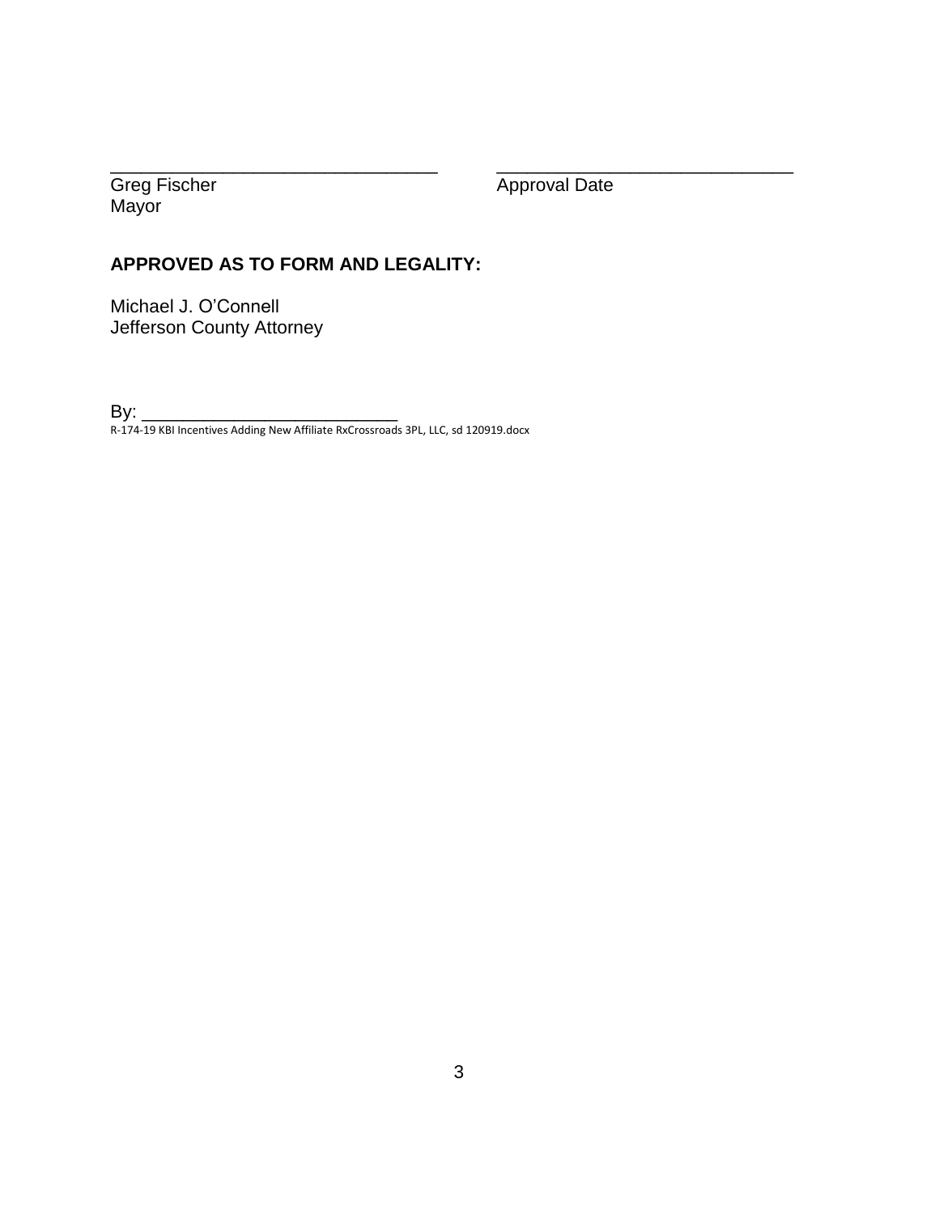_________________________________ _____________________________

Greg Fischer Approval Date

Mayor

**APPROVED AS TO FORM AND LEGALITY:**

Michael J. O'Connell
Jefferson County Attorney

By: __________________________

R-174-19 KBI Incentives Adding New Affiliate RxCrossroads 3PL, LLC, sd 120919.docx